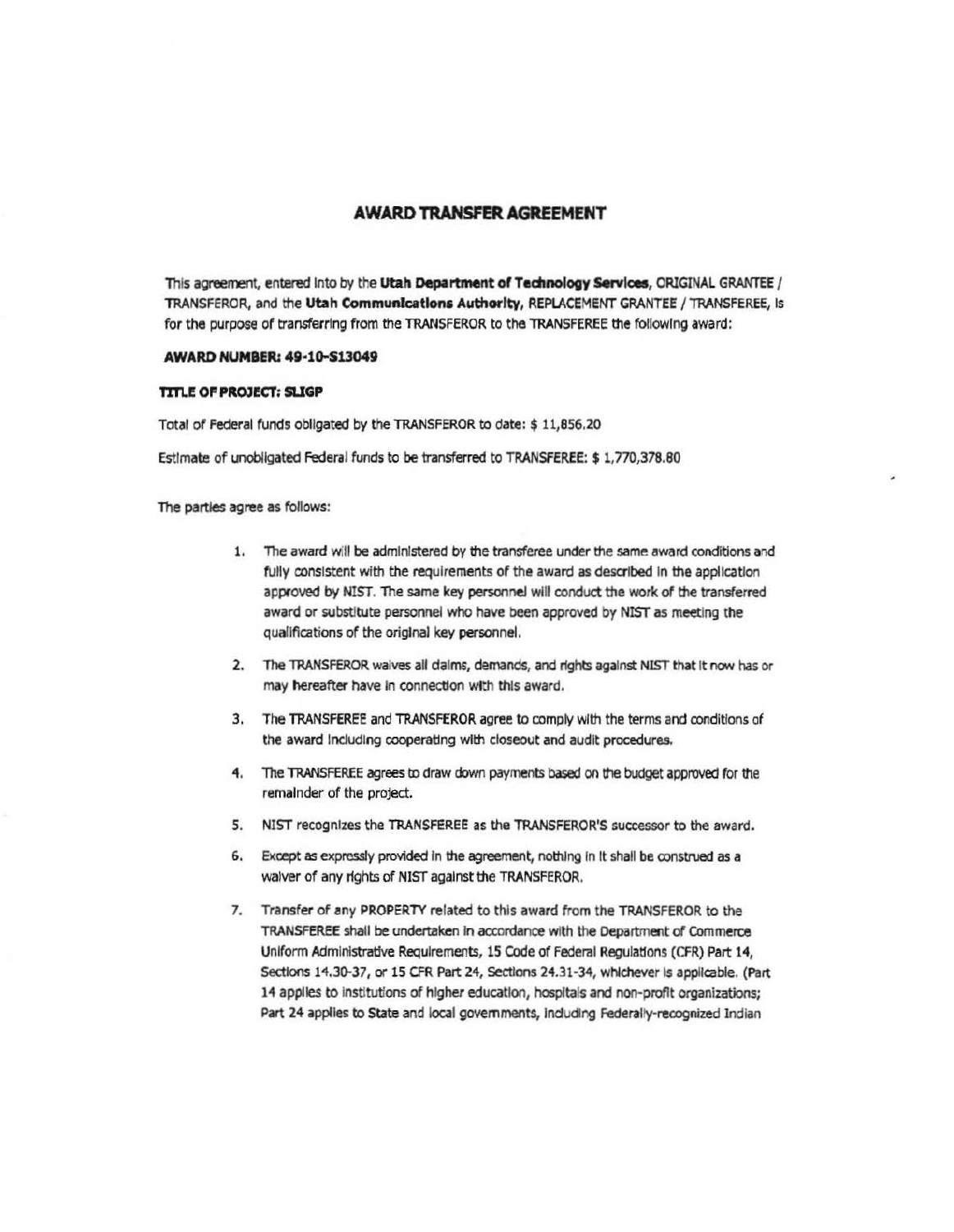# AWARD TRANSFER AGREEMENT

This agreement, entered into by the **Utah Department of Technology Services**, ORIGINAL GRANTEE / TRANSFEROR, and the **Utah Communications Authority**, REPLACEMENT GRANTEE / TRANSFEREE, is for the purpose of transferring from the TRANSFEROR to the TRANSFEREE the following award:

**AWARD NUMBER: 49-10-S13049**

**TITLE OF PROJECT: SLIGP**

Total of Federal funds obligated by the TRANSFEROR to date: $ 11,856.20

Estimate of unobligated Federal funds to be transferred to TRANSFEREE: $ 1,770,378.80

The parties agree as follows:

1. The award will be administered by the transferee under the same award conditions and fully consistent with the requirements of the award as described in the application approved by NIST. The same key personnel will conduct the work of the transferred award or substitute personnel who have been approved by NIST as meeting the qualifications of the original key personnel.
2. The TRANSFEROR waives all claims, demands, and rights against NIST that it now has or may hereafter have in connection with this award.
3. The TRANSFEREE and TRANSFEROR agree to comply with the terms and conditions of the award including cooperating with closeout and audit procedures.
4. The TRANSFEREE agrees to draw down payments based on the budget approved for the remainder of the project.
5. NIST recognizes the TRANSFEREE as the TRANSFEROR'S successor to the award.
6. Except as expressly provided in the agreement, nothing in it shall be construed as a waiver of any rights of NIST against the TRANSFEROR.
7. Transfer of any PROPERTY related to this award from the TRANSFEROR to the TRANSFEREE shall be undertaken in accordance with the Department of Commerce Uniform Administrative Requirements, 15 Code of Federal Regulations (CFR) Part 14, Sections 14.30-37, or 15 CFR Part 24, Sections 24.31-34, whichever is applicable. (Part 14 applies to institutions of higher education, hospitals and non-profit organizations; Part 24 applies to State and local governments, including Federally-recognized Indian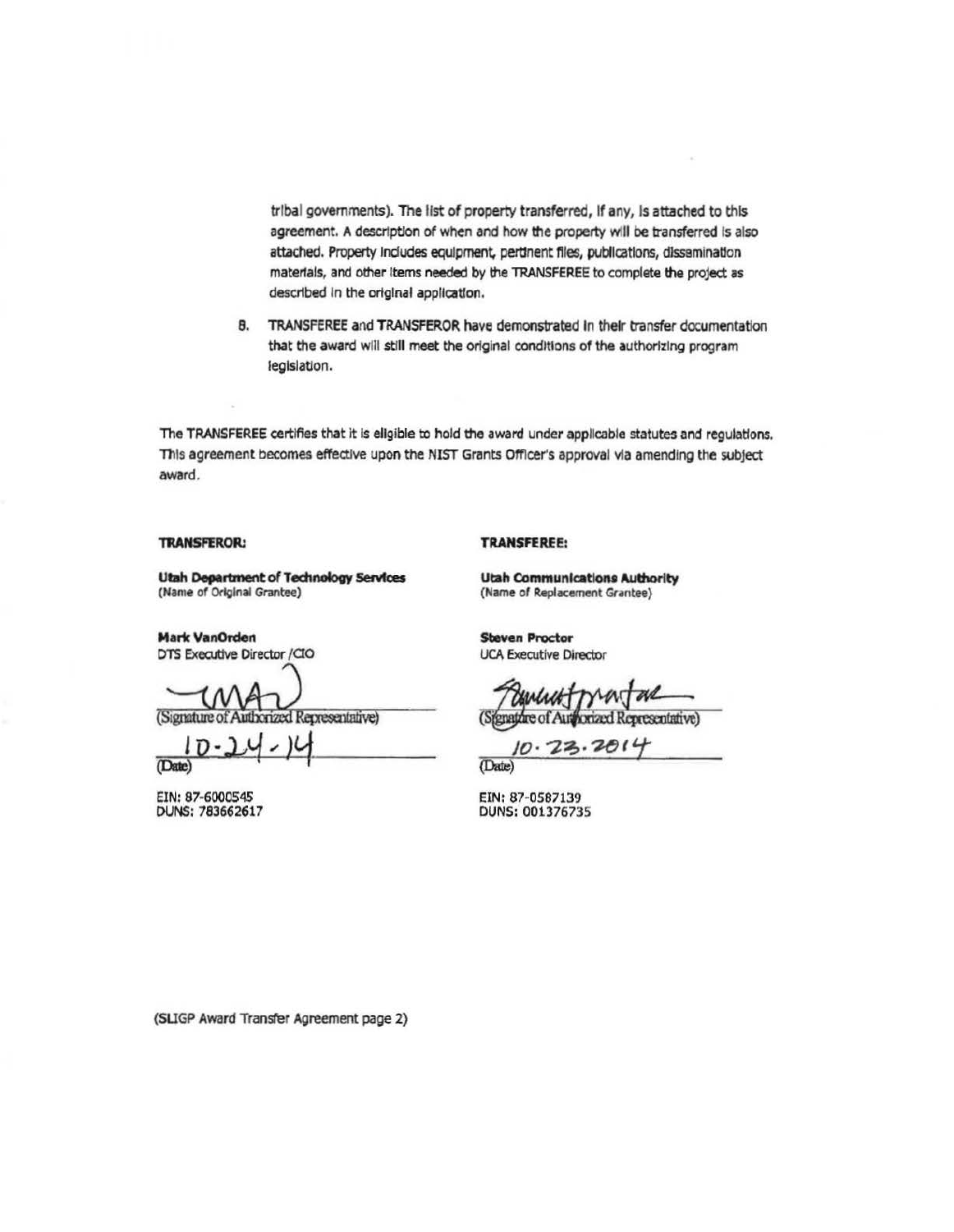tribal governments). The list of property transferred, if any, is attached to this agreement. A description of when and how the property will be transferred is also attached. Property includes equipment, pertinent files, publications, dissemination materials, and other items needed by the TRANSFEREE to complete the project as described in the original application.

B. TRANSFEREE and TRANSFEROR have demonstrated in their transfer documentation that the award will still meet the original conditions of the authorizing program legislation.

The TRANSFEREE certifies that it is eligible to hold the award under applicable statutes and regulations. This agreement becomes effective upon the NIST Grants Officer's approval via amending the subject award.

**TRANSFEROR:**

**Utah Department of Technology Services**
(Name of Original Grantee)

**Mark VanOrden**
DTS Executive Director /CIO

(Signature of Authorized Representative)

10-24-14
(Date)

EIN: 87-6000545
DUNS: 783662617

**TRANSFEREE:**

**Utah Communications Authority**
(Name of Replacement Grantee)

**Steven Proctor**
UCA Executive Director

(Signature of Authorized Representative)

10.23.2014
(Date)

EIN: 87-0587139
DUNS: 001376735

(SLIGP Award Transfer Agreement page 2)